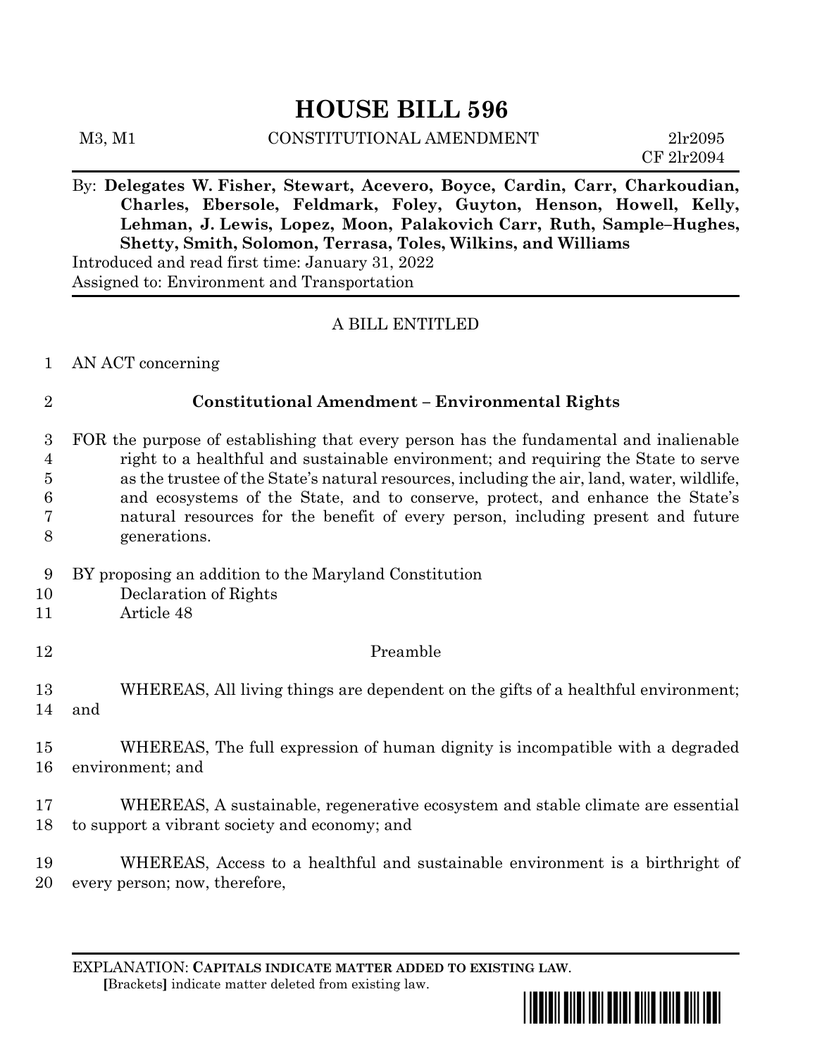# HOUSE BILL 596

M3, M1 CONSTITUTIONAL AMENDMENT 2lr2095
CF 2lr2094

By: **Delegates W. Fisher, Stewart, Acevero, Boyce, Cardin, Carr, Charkoudian, Charles, Ebersole, Feldmark, Foley, Guyton, Henson, Howell, Kelly, Lehman, J. Lewis, Lopez, Moon, Palakovich Carr, Ruth, Sample–Hughes, Shetty, Smith, Solomon, Terrasa, Toles, Wilkins, and Williams**
Introduced and read first time: January 31, 2022
Assigned to: Environment and Transportation

---

A BILL ENTITLED

AN ACT concerning

**Constitutional Amendment – Environmental Rights**

FOR the purpose of establishing that every person has the fundamental and inalienable right to a healthful and sustainable environment; and requiring the State to serve as the trustee of the State's natural resources, including the air, land, water, wildlife, and ecosystems of the State, and to conserve, protect, and enhance the State's natural resources for the benefit of every person, including present and future generations.

BY proposing an addition to the Maryland Constitution
Declaration of Rights
Article 48

Preamble

WHEREAS, All living things are dependent on the gifts of a healthful environment; and

WHEREAS, The full expression of human dignity is incompatible with a degraded environment; and

WHEREAS, A sustainable, regenerative ecosystem and stable climate are essential to support a vibrant society and economy; and

WHEREAS, Access to a healthful and sustainable environment is a birthright of every person; now, therefore,

---

EXPLANATION: **CAPITALS INDICATE MATTER ADDED TO EXISTING LAW.**
**[**Brackets**]** indicate matter deleted from existing law.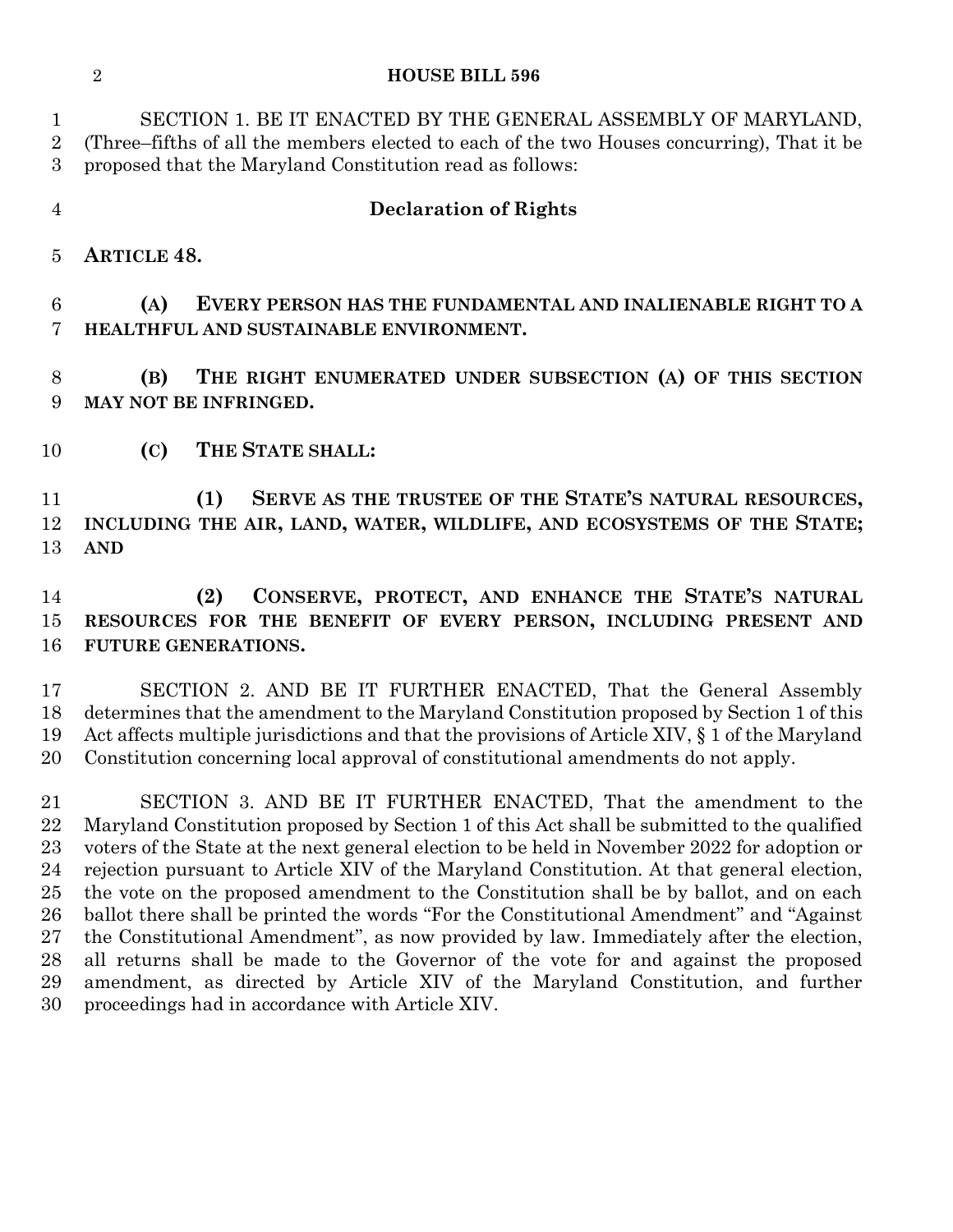SECTION 1. BE IT ENACTED BY THE GENERAL ASSEMBLY OF MARYLAND, (Three–fifths of all the members elected to each of the two Houses concurring), That it be proposed that the Maryland Constitution read as follows:

## Declaration of Rights

**ARTICLE 48.**

**(A) EVERY PERSON HAS THE FUNDAMENTAL AND INALIENABLE RIGHT TO A HEALTHFUL AND SUSTAINABLE ENVIRONMENT.**

**(B) THE RIGHT ENUMERATED UNDER SUBSECTION (A) OF THIS SECTION MAY NOT BE INFRINGED.**

**(C) THE STATE SHALL:**

**(1) SERVE AS THE TRUSTEE OF THE STATE'S NATURAL RESOURCES, INCLUDING THE AIR, LAND, WATER, WILDLIFE, AND ECOSYSTEMS OF THE STATE; AND**

**(2) CONSERVE, PROTECT, AND ENHANCE THE STATE'S NATURAL RESOURCES FOR THE BENEFIT OF EVERY PERSON, INCLUDING PRESENT AND FUTURE GENERATIONS.**

SECTION 2. AND BE IT FURTHER ENACTED, That the General Assembly determines that the amendment to the Maryland Constitution proposed by Section 1 of this Act affects multiple jurisdictions and that the provisions of Article XIV, § 1 of the Maryland Constitution concerning local approval of constitutional amendments do not apply.

SECTION 3. AND BE IT FURTHER ENACTED, That the amendment to the Maryland Constitution proposed by Section 1 of this Act shall be submitted to the qualified voters of the State at the next general election to be held in November 2022 for adoption or rejection pursuant to Article XIV of the Maryland Constitution. At that general election, the vote on the proposed amendment to the Constitution shall be by ballot, and on each ballot there shall be printed the words "For the Constitutional Amendment" and "Against the Constitutional Amendment", as now provided by law. Immediately after the election, all returns shall be made to the Governor of the vote for and against the proposed amendment, as directed by Article XIV of the Maryland Constitution, and further proceedings had in accordance with Article XIV.